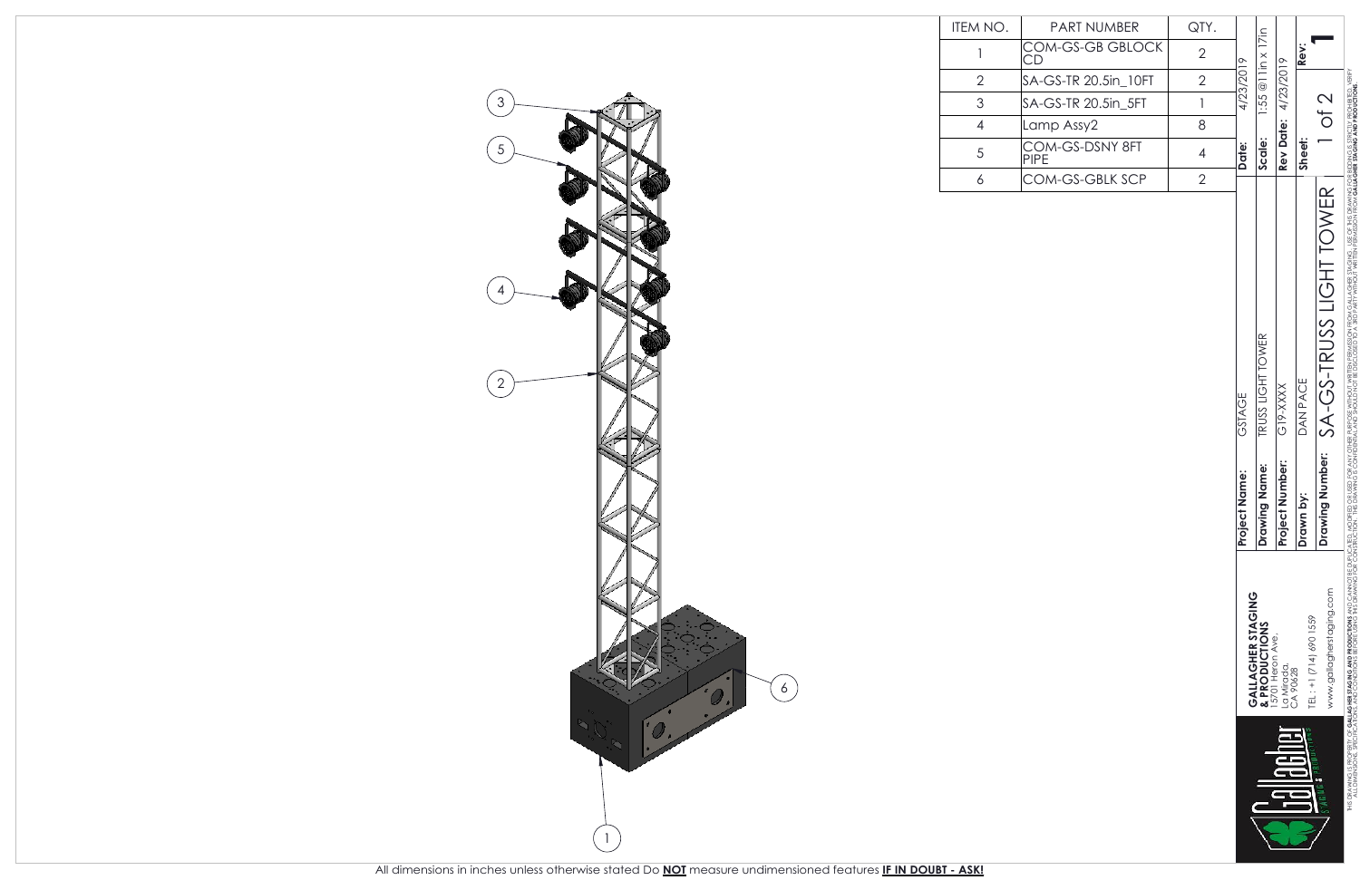| ITEM NO. | PART NUMBER | QTY. |
| --- | --- | --- |
| 1 | COM-GS-GB GBLOCK CD | 2 |
| 2 | SA-GS-TR 20.5in_10FT | 2 |
| 3 | SA-GS-TR 20.5in_5FT | 1 |
| 4 | Lamp Assy2 | 8 |
| 5 | COM-GS-DSNY 8FT PIPE | 4 |
| 6 | COM-GS-GBLK SCP | 2 |

**GALLAGHER STAGING & PRODUCTIONS**
15701 Heron Ave.
La Mirada, CA 90628
TEL: +1 (714) 690 1559
www.gallagherstaging.com

| | |
| --- | --- |
| **Project Name:** | GSTAGE |
| **Drawing Name:** | TRUSS LIGHT TOWER |
| **Project Number:** | G19-XXXX |
| **Drawn by:** | DAN PACE |
| **Drawing Number:** | SA-GS-TRUSS LIGHT TOWER |
| **Date:** | 4/23/2019 |
| **Scale:** | 1:55 @11in x 17in |
| **Rev Date:** | 4/23/2019 |
| **Sheet:** | 1 of 2 |
| **Rev:** | 1 |

THIS DRAWING IS PROPERTY OF **GALLAGHER STAGING AND PRODUCTIONS** AND CANNOT BE DUPLICATED, MODIFIED OR USED FOR ANY OTHER PURPOSE WITHOUT WRITTEN PERMISSION FROM GALLAGHER STAGING. USE OF THIS DRAWING FOR BIDDING IS STRICTLY PROHIBITED. VERIFY ALL DIMENSIONS, SPECIFICATIONS AND CONDITIONS BEFORE USING THIS DRAWING FOR CONSTRUCTION. THIS DRAWING IS CONFIDENTIAL AND SHOULD NOT BE DISCLOSED TO A 3RD PARTY WITHOUT WRITTEN PERMISSION FROM **GALLAGHER STAGING AND PRODUCTIONS**.

All dimensions in inches unless otherwise stated Do **NOT** measure undimensioned features **IF IN DOUBT - ASK!**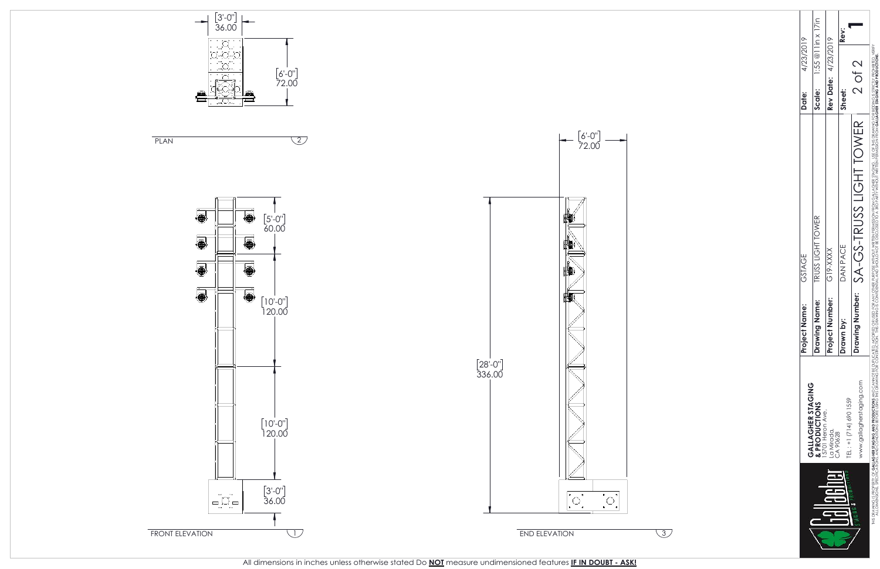[3'-0"]
36.00

[6'-0"]
72.00

PLAN (2)

[5'-0"]
60.00

[10'-0"]
120.00

[10'-0"]
120.00

[3'-0"]
36.00

FRONT ELEVATION (1)

[6'-0"]
72.00

[28'-0"]
336.00

END ELEVATION (3)

| | | | |
|---|---|---|---|
| **GALLAGHER STAGING & PRODUCTIONS** 15701 Heron Ave. La Mirada, CA 90628 TEL.: +1 (714) 690 1559 www.gallagherstaging.com | **Project Name:** GSTAGE | **Date:** 4/23/2019 | |
| | **Drawing Name:** TRUSS LIGHT TOWER | **Scale:** 1:55 @11in x 17in | |
| | **Project Number:** G19-XXXX | **Rev Date:** 4/23/2019 | |
| | **Drawn by:** DAN PACE | **Sheet:** 2 of 2 | **Rev:** 1 |
| | **Drawing Number:** SA-GS-TRUSS LIGHT TOWER | | |

THIS DRAWING IS PROPERTY OF **GALLAGHER STAGING AND PRODUCTIONS** AND CANNOT BE DUPLICATED, MODIFIED OR USED FOR ANY OTHER PURPOSE WITHOUT WRITTEN PERMISSION FROM GALLAGHER STAGING. USE OF THIS DRAWING FOR BIDDING IS STRICTLY PROHIBITED. VERIFY ALL DIMENSIONS, SPECIFICATIONS AND CONDITIONS BEFORE USING THIS DRAWING FOR CONSTRUCTION. THIS DRAWING IS CONFIDENTIAL AND SHOULD NOT BE DISCLOSED TO A 3RD PARTY WITHOUT WRITTEN PERMISSION FROM **GALLAGHER STAGING AND PRODUCTIONS**.

All dimensions in inches unless otherwise stated Do **NOT** measure undimensioned features **IF IN DOUBT - ASK!**